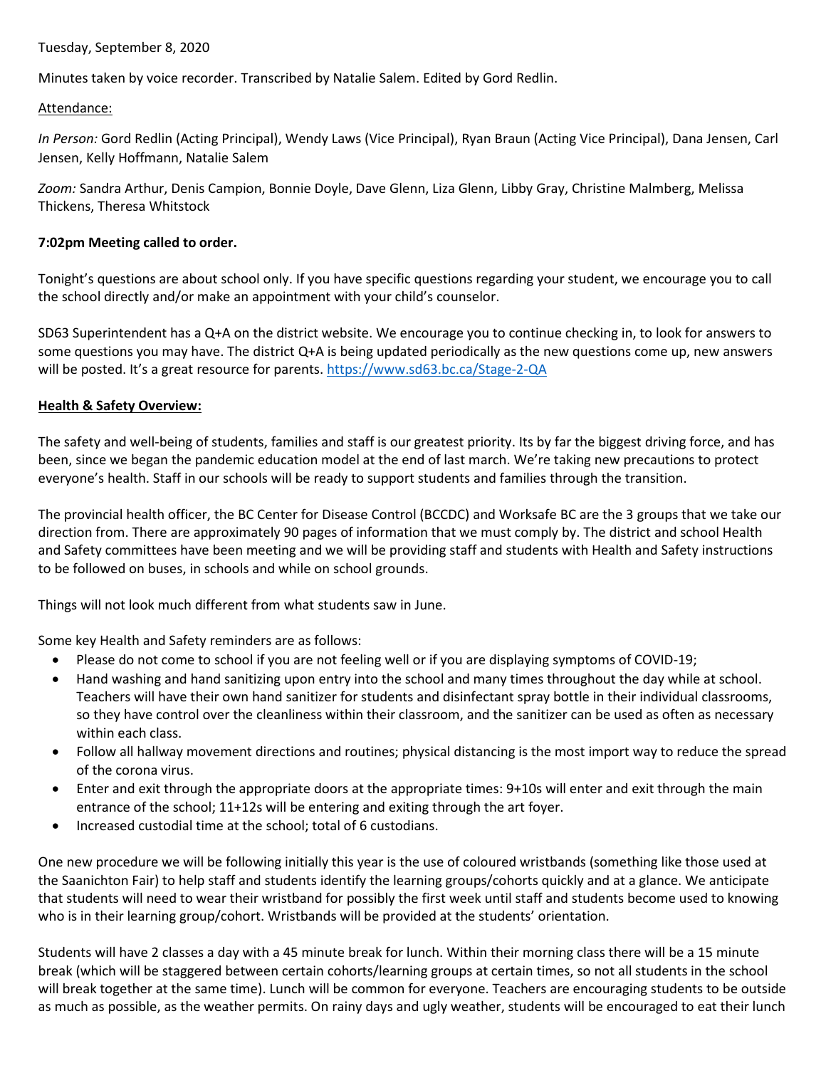Tuesday, September 8, 2020

Minutes taken by voice recorder. Transcribed by Natalie Salem. Edited by Gord Redlin.

Attendance:

*In Person:* Gord Redlin (Acting Principal), Wendy Laws (Vice Principal), Ryan Braun (Acting Vice Principal), Dana Jensen, Carl Jensen, Kelly Hoffmann, Natalie Salem

*Zoom:* Sandra Arthur, Denis Campion, Bonnie Doyle, Dave Glenn, Liza Glenn, Libby Gray, Christine Malmberg, Melissa Thickens, Theresa Whitstock

**7:02pm Meeting called to order.**

Tonight's questions are about school only. If you have specific questions regarding your student, we encourage you to call the school directly and/or make an appointment with your child's counselor.

SD63 Superintendent has a Q+A on the district website. We encourage you to continue checking in, to look for answers to some questions you may have. The district Q+A is being updated periodically as the new questions come up, new answers will be posted. It's a great resource for parents. https://www.sd63.bc.ca/Stage-2-QA

**Health & Safety Overview:**

The safety and well-being of students, families and staff is our greatest priority. Its by far the biggest driving force, and has been, since we began the pandemic education model at the end of last march. We're taking new precautions to protect everyone's health. Staff in our schools will be ready to support students and families through the transition.

The provincial health officer, the BC Center for Disease Control (BCCDC) and Worksafe BC are the 3 groups that we take our direction from. There are approximately 90 pages of information that we must comply by. The district and school Health and Safety committees have been meeting and we will be providing staff and students with Health and Safety instructions to be followed on buses, in schools and while on school grounds.

Things will not look much different from what students saw in June.

Some key Health and Safety reminders are as follows:

- Please do not come to school if you are not feeling well or if you are displaying symptoms of COVID-19;
- Hand washing and hand sanitizing upon entry into the school and many times throughout the day while at school. Teachers will have their own hand sanitizer for students and disinfectant spray bottle in their individual classrooms, so they have control over the cleanliness within their classroom, and the sanitizer can be used as often as necessary within each class.
- Follow all hallway movement directions and routines; physical distancing is the most import way to reduce the spread of the corona virus.
- Enter and exit through the appropriate doors at the appropriate times: 9+10s will enter and exit through the main entrance of the school; 11+12s will be entering and exiting through the art foyer.
- Increased custodial time at the school; total of 6 custodians.

One new procedure we will be following initially this year is the use of coloured wristbands (something like those used at the Saanichton Fair) to help staff and students identify the learning groups/cohorts quickly and at a glance. We anticipate that students will need to wear their wristband for possibly the first week until staff and students become used to knowing who is in their learning group/cohort. Wristbands will be provided at the students' orientation.

Students will have 2 classes a day with a 45 minute break for lunch. Within their morning class there will be a 15 minute break (which will be staggered between certain cohorts/learning groups at certain times, so not all students in the school will break together at the same time). Lunch will be common for everyone. Teachers are encouraging students to be outside as much as possible, as the weather permits. On rainy days and ugly weather, students will be encouraged to eat their lunch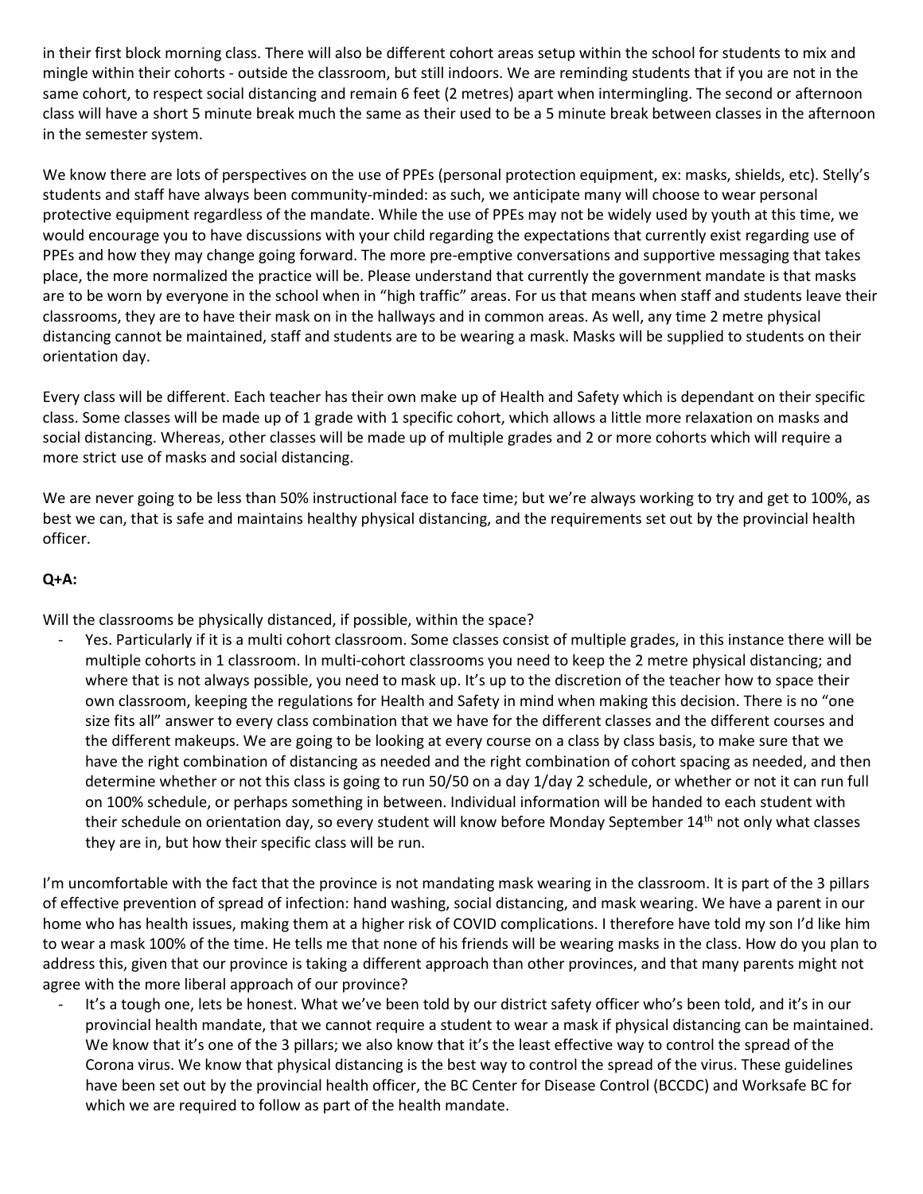in their first block morning class. There will also be different cohort areas setup within the school for students to mix and mingle within their cohorts - outside the classroom, but still indoors. We are reminding students that if you are not in the same cohort, to respect social distancing and remain 6 feet (2 metres) apart when intermingling. The second or afternoon class will have a short 5 minute break much the same as their used to be a 5 minute break between classes in the afternoon in the semester system.

We know there are lots of perspectives on the use of PPEs (personal protection equipment, ex: masks, shields, etc). Stelly's students and staff have always been community-minded: as such, we anticipate many will choose to wear personal protective equipment regardless of the mandate. While the use of PPEs may not be widely used by youth at this time, we would encourage you to have discussions with your child regarding the expectations that currently exist regarding use of PPEs and how they may change going forward. The more pre-emptive conversations and supportive messaging that takes place, the more normalized the practice will be. Please understand that currently the government mandate is that masks are to be worn by everyone in the school when in "high traffic" areas. For us that means when staff and students leave their classrooms, they are to have their mask on in the hallways and in common areas. As well, any time 2 metre physical distancing cannot be maintained, staff and students are to be wearing a mask. Masks will be supplied to students on their orientation day.

Every class will be different. Each teacher has their own make up of Health and Safety which is dependant on their specific class. Some classes will be made up of 1 grade with 1 specific cohort, which allows a little more relaxation on masks and social distancing. Whereas, other classes will be made up of multiple grades and 2 or more cohorts which will require a more strict use of masks and social distancing.

We are never going to be less than 50% instructional face to face time; but we're always working to try and get to 100%, as best we can, that is safe and maintains healthy physical distancing, and the requirements set out by the provincial health officer.

**Q+A:**

Will the classrooms be physically distanced, if possible, within the space?

- Yes. Particularly if it is a multi cohort classroom. Some classes consist of multiple grades, in this instance there will be multiple cohorts in 1 classroom. In multi-cohort classrooms you need to keep the 2 metre physical distancing; and where that is not always possible, you need to mask up. It's up to the discretion of the teacher how to space their own classroom, keeping the regulations for Health and Safety in mind when making this decision. There is no "one size fits all" answer to every class combination that we have for the different classes and the different courses and the different makeups. We are going to be looking at every course on a class by class basis, to make sure that we have the right combination of distancing as needed and the right combination of cohort spacing as needed, and then determine whether or not this class is going to run 50/50 on a day 1/day 2 schedule, or whether or not it can run full on 100% schedule, or perhaps something in between. Individual information will be handed to each student with their schedule on orientation day, so every student will know before Monday September 14th not only what classes they are in, but how their specific class will be run.

I'm uncomfortable with the fact that the province is not mandating mask wearing in the classroom. It is part of the 3 pillars of effective prevention of spread of infection: hand washing, social distancing, and mask wearing. We have a parent in our home who has health issues, making them at a higher risk of COVID complications. I therefore have told my son I'd like him to wear a mask 100% of the time. He tells me that none of his friends will be wearing masks in the class. How do you plan to address this, given that our province is taking a different approach than other provinces, and that many parents might not agree with the more liberal approach of our province?

- It's a tough one, lets be honest. What we've been told by our district safety officer who's been told, and it's in our provincial health mandate, that we cannot require a student to wear a mask if physical distancing can be maintained. We know that it's one of the 3 pillars; we also know that it's the least effective way to control the spread of the Corona virus. We know that physical distancing is the best way to control the spread of the virus. These guidelines have been set out by the provincial health officer, the BC Center for Disease Control (BCCDC) and Worksafe BC for which we are required to follow as part of the health mandate.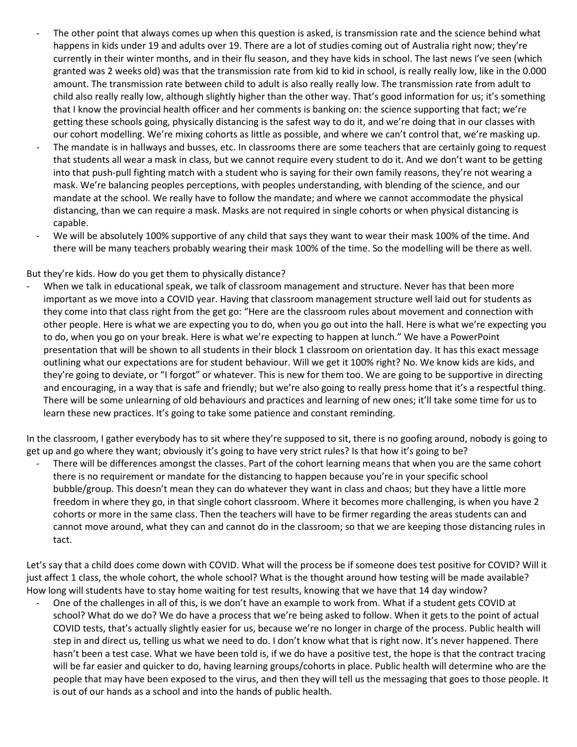- The other point that always comes up when this question is asked, is transmission rate and the science behind what happens in kids under 19 and adults over 19. There are a lot of studies coming out of Australia right now; they're currently in their winter months, and in their flu season, and they have kids in school. The last news I've seen (which granted was 2 weeks old) was that the transmission rate from kid to kid in school, is really really low, like in the 0.000 amount. The transmission rate between child to adult is also really really low. The transmission rate from adult to child also really really low, although slightly higher than the other way. That's good information for us; it's something that I know the provincial health officer and her comments is banking on: the science supporting that fact; we're getting these schools going, physically distancing is the safest way to do it, and we're doing that in our classes with our cohort modelling. We're mixing cohorts as little as possible, and where we can't control that, we're masking up.
- The mandate is in hallways and busses, etc. In classrooms there are some teachers that are certainly going to request that students all wear a mask in class, but we cannot require every student to do it. And we don't want to be getting into that push-pull fighting match with a student who is saying for their own family reasons, they're not wearing a mask. We're balancing peoples perceptions, with peoples understanding, with blending of the science, and our mandate at the school. We really have to follow the mandate; and where we cannot accommodate the physical distancing, than we can require a mask. Masks are not required in single cohorts or when physical distancing is capable.
- We will be absolutely 100% supportive of any child that says they want to wear their mask 100% of the time. And there will be many teachers probably wearing their mask 100% of the time. So the modelling will be there as well.

But they're kids. How do you get them to physically distance?

- When we talk in educational speak, we talk of classroom management and structure. Never has that been more important as we move into a COVID year. Having that classroom management structure well laid out for students as they come into that class right from the get go: "Here are the classroom rules about movement and connection with other people. Here is what we are expecting you to do, when you go out into the hall. Here is what we're expecting you to do, when you go on your break. Here is what we're expecting to happen at lunch." We have a PowerPoint presentation that will be shown to all students in their block 1 classroom on orientation day. It has this exact message outlining what our expectations are for student behaviour. Will we get it 100% right? No. We know kids are kids, and they're going to deviate, or "I forgot" or whatever. This is new for them too. We are going to be supportive in directing and encouraging, in a way that is safe and friendly; but we're also going to really press home that it's a respectful thing. There will be some unlearning of old behaviours and practices and learning of new ones; it'll take some time for us to learn these new practices. It's going to take some patience and constant reminding.

In the classroom, I gather everybody has to sit where they're supposed to sit, there is no goofing around, nobody is going to get up and go where they want; obviously it's going to have very strict rules? Is that how it's going to be?

- There will be differences amongst the classes. Part of the cohort learning means that when you are the same cohort there is no requirement or mandate for the distancing to happen because you're in your specific school bubble/group. This doesn't mean they can do whatever they want in class and chaos; but they have a little more freedom in where they go, in that single cohort classroom. Where it becomes more challenging, is when you have 2 cohorts or more in the same class. Then the teachers will have to be firmer regarding the areas students can and cannot move around, what they can and cannot do in the classroom; so that we are keeping those distancing rules in tact.

Let's say that a child does come down with COVID. What will the process be if someone does test positive for COVID? Will it just affect 1 class, the whole cohort, the whole school? What is the thought around how testing will be made available? How long will students have to stay home waiting for test results, knowing that we have that 14 day window?

- One of the challenges in all of this, is we don't have an example to work from. What if a student gets COVID at school? What do we do? We do have a process that we're being asked to follow. When it gets to the point of actual COVID tests, that's actually slightly easier for us, because we're no longer in charge of the process. Public health will step in and direct us, telling us what we need to do. I don't know what that is right now. It's never happened. There hasn't been a test case. What we have been told is, if we do have a positive test, the hope is that the contract tracing will be far easier and quicker to do, having learning groups/cohorts in place. Public health will determine who are the people that may have been exposed to the virus, and then they will tell us the messaging that goes to those people. It is out of our hands as a school and into the hands of public health.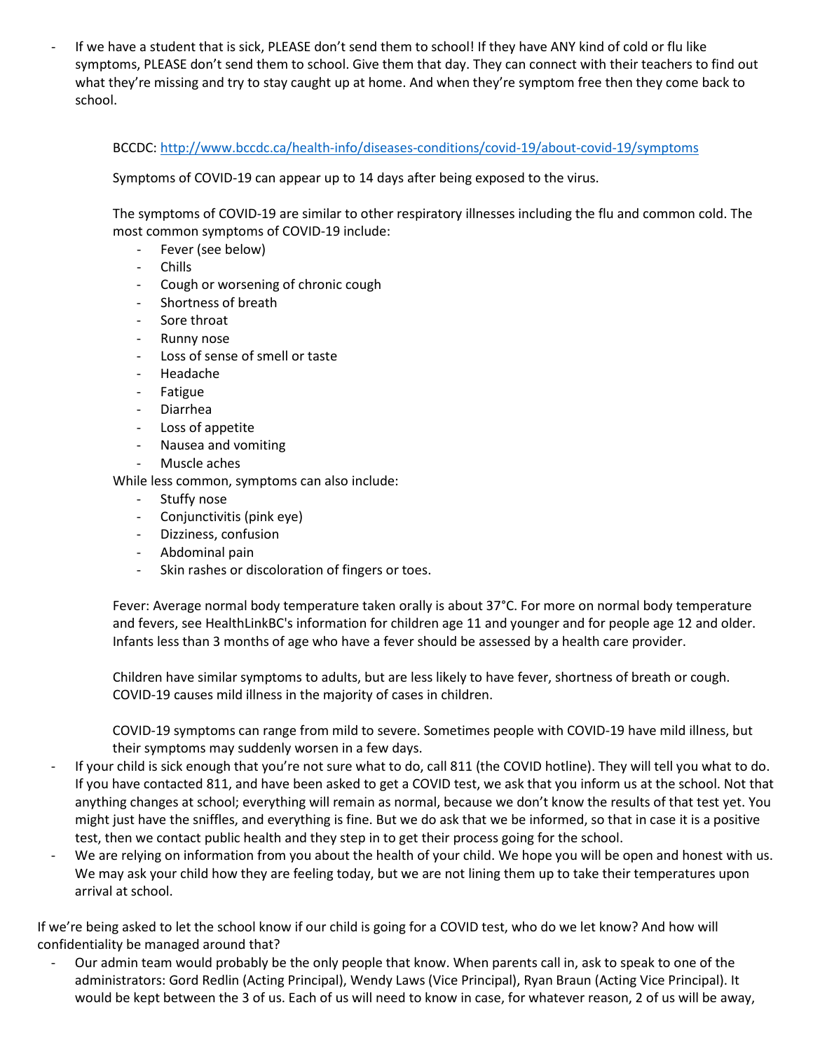- If we have a student that is sick, PLEASE don't send them to school! If they have ANY kind of cold or flu like symptoms, PLEASE don't send them to school. Give them that day. They can connect with their teachers to find out what they're missing and try to stay caught up at home. And when they're symptom free then they come back to school.

    BCCDC: [http://www.bccdc.ca/health-info/diseases-conditions/covid-19/about-covid-19/symptoms](http://www.bccdc.ca/health-info/diseases-conditions/covid-19/about-covid-19/symptoms)

    Symptoms of COVID-19 can appear up to 14 days after being exposed to the virus.

    The symptoms of COVID-19 are similar to other respiratory illnesses including the flu and common cold. The most common symptoms of COVID-19 include:
    - Fever (see below)
    - Chills
    - Cough or worsening of chronic cough
    - Shortness of breath
    - Sore throat
    - Runny nose
    - Loss of sense of smell or taste
    - Headache
    - Fatigue
    - Diarrhea
    - Loss of appetite
    - Nausea and vomiting
    - Muscle aches

    While less common, symptoms can also include:
    - Stuffy nose
    - Conjunctivitis (pink eye)
    - Dizziness, confusion
    - Abdominal pain
    - Skin rashes or discoloration of fingers or toes.

    Fever: Average normal body temperature taken orally is about 37°C. For more on normal body temperature and fevers, see HealthLinkBC's information for children age 11 and younger and for people age 12 and older. Infants less than 3 months of age who have a fever should be assessed by a health care provider.

    Children have similar symptoms to adults, but are less likely to have fever, shortness of breath or cough. COVID-19 causes mild illness in the majority of cases in children.

    COVID-19 symptoms can range from mild to severe. Sometimes people with COVID-19 have mild illness, but their symptoms may suddenly worsen in a few days.

- If your child is sick enough that you're not sure what to do, call 811 (the COVID hotline). They will tell you what to do. If you have contacted 811, and have been asked to get a COVID test, we ask that you inform us at the school. Not that anything changes at school; everything will remain as normal, because we don't know the results of that test yet. You might just have the sniffles, and everything is fine. But we do ask that we be informed, so that in case it is a positive test, then we contact public health and they step in to get their process going for the school.
- We are relying on information from you about the health of your child. We hope you will be open and honest with us. We may ask your child how they are feeling today, but we are not lining them up to take their temperatures upon arrival at school.

If we're being asked to let the school know if our child is going for a COVID test, who do we let know? And how will confidentiality be managed around that?

- Our admin team would probably be the only people that know. When parents call in, ask to speak to one of the administrators: Gord Redlin (Acting Principal), Wendy Laws (Vice Principal), Ryan Braun (Acting Vice Principal). It would be kept between the 3 of us. Each of us will need to know in case, for whatever reason, 2 of us will be away,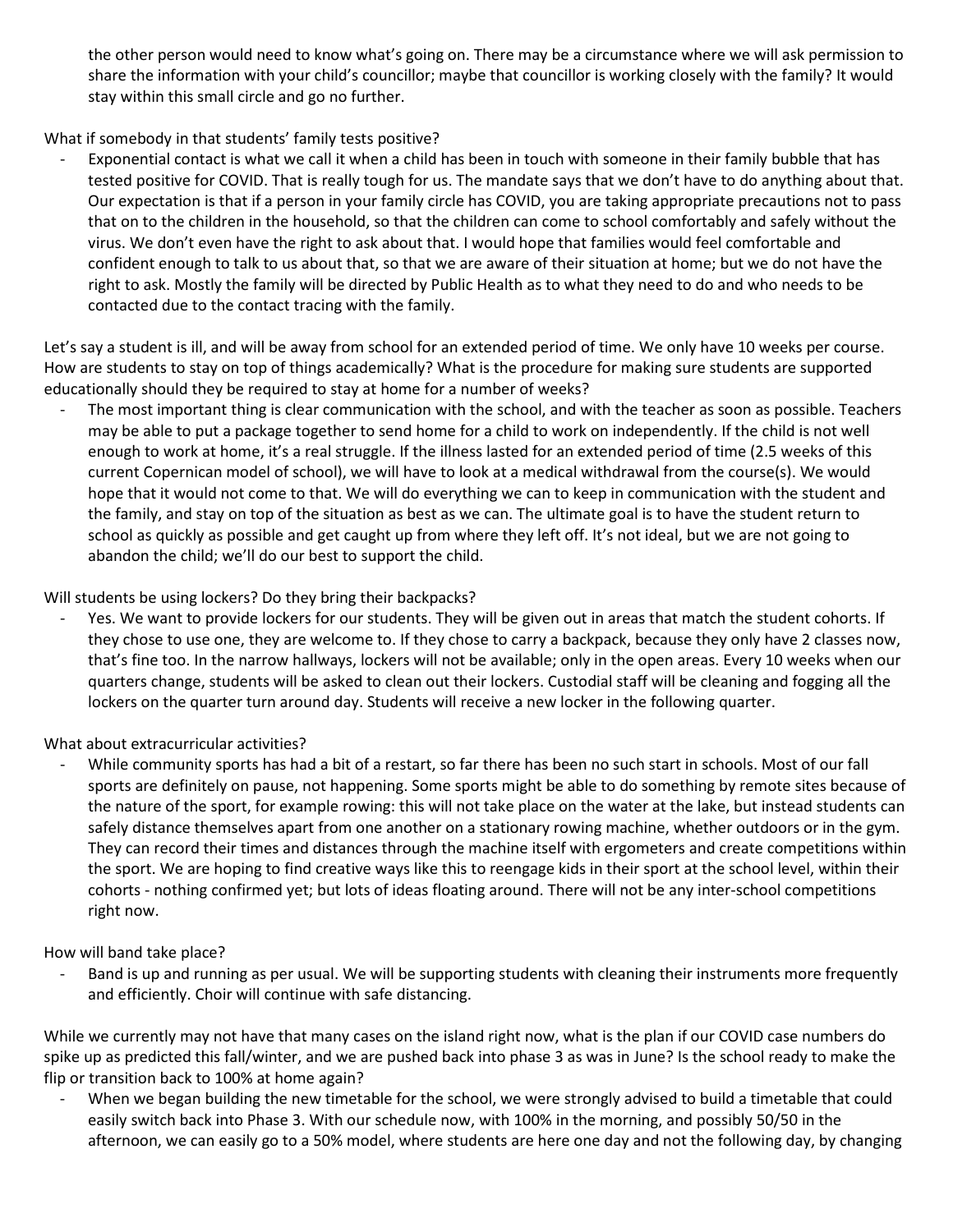the other person would need to know what's going on. There may be a circumstance where we will ask permission to share the information with your child's councillor; maybe that councillor is working closely with the family? It would stay within this small circle and go no further.

What if somebody in that students' family tests positive?

- Exponential contact is what we call it when a child has been in touch with someone in their family bubble that has tested positive for COVID. That is really tough for us. The mandate says that we don't have to do anything about that. Our expectation is that if a person in your family circle has COVID, you are taking appropriate precautions not to pass that on to the children in the household, so that the children can come to school comfortably and safely without the virus. We don't even have the right to ask about that. I would hope that families would feel comfortable and confident enough to talk to us about that, so that we are aware of their situation at home; but we do not have the right to ask. Mostly the family will be directed by Public Health as to what they need to do and who needs to be contacted due to the contact tracing with the family.

Let's say a student is ill, and will be away from school for an extended period of time. We only have 10 weeks per course. How are students to stay on top of things academically? What is the procedure for making sure students are supported educationally should they be required to stay at home for a number of weeks?

- The most important thing is clear communication with the school, and with the teacher as soon as possible. Teachers may be able to put a package together to send home for a child to work on independently. If the child is not well enough to work at home, it's a real struggle. If the illness lasted for an extended period of time (2.5 weeks of this current Copernican model of school), we will have to look at a medical withdrawal from the course(s). We would hope that it would not come to that. We will do everything we can to keep in communication with the student and the family, and stay on top of the situation as best as we can. The ultimate goal is to have the student return to school as quickly as possible and get caught up from where they left off. It's not ideal, but we are not going to abandon the child; we'll do our best to support the child.

Will students be using lockers? Do they bring their backpacks?

- Yes. We want to provide lockers for our students. They will be given out in areas that match the student cohorts. If they chose to use one, they are welcome to. If they chose to carry a backpack, because they only have 2 classes now, that's fine too. In the narrow hallways, lockers will not be available; only in the open areas. Every 10 weeks when our quarters change, students will be asked to clean out their lockers. Custodial staff will be cleaning and fogging all the lockers on the quarter turn around day. Students will receive a new locker in the following quarter.

What about extracurricular activities?

- While community sports has had a bit of a restart, so far there has been no such start in schools. Most of our fall sports are definitely on pause, not happening. Some sports might be able to do something by remote sites because of the nature of the sport, for example rowing: this will not take place on the water at the lake, but instead students can safely distance themselves apart from one another on a stationary rowing machine, whether outdoors or in the gym. They can record their times and distances through the machine itself with ergometers and create competitions within the sport. We are hoping to find creative ways like this to reengage kids in their sport at the school level, within their cohorts - nothing confirmed yet; but lots of ideas floating around. There will not be any inter-school competitions right now.

How will band take place?

- Band is up and running as per usual. We will be supporting students with cleaning their instruments more frequently and efficiently. Choir will continue with safe distancing.

While we currently may not have that many cases on the island right now, what is the plan if our COVID case numbers do spike up as predicted this fall/winter, and we are pushed back into phase 3 as was in June? Is the school ready to make the flip or transition back to 100% at home again?

- When we began building the new timetable for the school, we were strongly advised to build a timetable that could easily switch back into Phase 3. With our schedule now, with 100% in the morning, and possibly 50/50 in the afternoon, we can easily go to a 50% model, where students are here one day and not the following day, by changing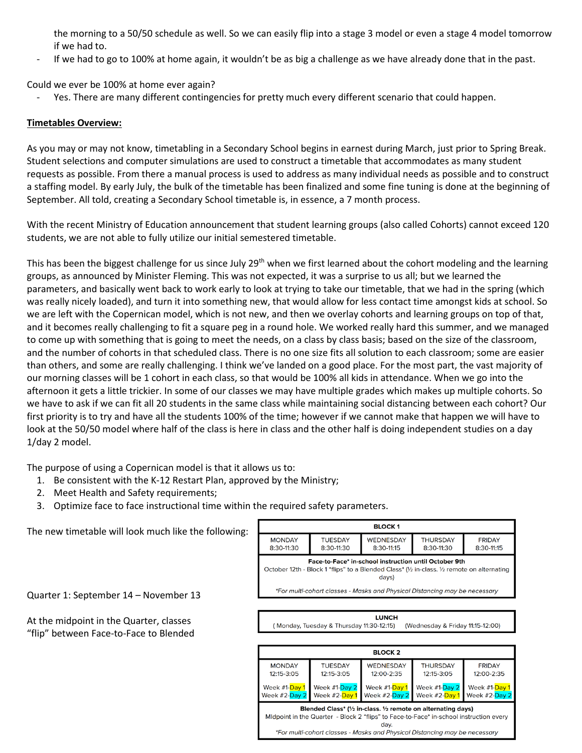the morning to a 50/50 schedule as well. So we can easily flip into a stage 3 model or even a stage 4 model tomorrow if we had to.

- If we had to go to 100% at home again, it wouldn't be as big a challenge as we have already done that in the past.

Could we ever be 100% at home ever again?

- Yes. There are many different contingencies for pretty much every different scenario that could happen.

**Timetables Overview:**

As you may or may not know, timetabling in a Secondary School begins in earnest during March, just prior to Spring Break. Student selections and computer simulations are used to construct a timetable that accommodates as many student requests as possible. From there a manual process is used to address as many individual needs as possible and to construct a staffing model. By early July, the bulk of the timetable has been finalized and some fine tuning is done at the beginning of September. All told, creating a Secondary School timetable is, in essence, a 7 month process.

With the recent Ministry of Education announcement that student learning groups (also called Cohorts) cannot exceed 120 students, we are not able to fully utilize our initial semestered timetable.

This has been the biggest challenge for us since July 29th when we first learned about the cohort modeling and the learning groups, as announced by Minister Fleming. This was not expected, it was a surprise to us all; but we learned the parameters, and basically went back to work early to look at trying to take our timetable, that we had in the spring (which was really nicely loaded), and turn it into something new, that would allow for less contact time amongst kids at school. So we are left with the Copernican model, which is not new, and then we overlay cohorts and learning groups on top of that, and it becomes really challenging to fit a square peg in a round hole. We worked really hard this summer, and we managed to come up with something that is going to meet the needs, on a class by class basis; based on the size of the classroom, and the number of cohorts in that scheduled class. There is no one size fits all solution to each classroom; some are easier than others, and some are really challenging. I think we've landed on a good place. For the most part, the vast majority of our morning classes will be 1 cohort in each class, so that would be 100% all kids in attendance. When we go into the afternoon it gets a little trickier. In some of our classes we may have multiple grades which makes up multiple cohorts. So we have to ask if we can fit all 20 students in the same class while maintaining social distancing between each cohort? Our first priority is to try and have all the students 100% of the time; however if we cannot make that happen we will have to look at the 50/50 model where half of the class is here in class and the other half is doing independent studies on a day 1/day 2 model.

The purpose of using a Copernican model is that it allows us to:

1. Be consistent with the K-12 Restart Plan, approved by the Ministry;
2. Meet Health and Safety requirements;
3. Optimize face to face instructional time within the required safety parameters.

The new timetable will look much like the following:

Quarter 1: September 14 – November 13

At the midpoint in the Quarter, classes "flip" between Face-to-Face to Blended

| BLOCK 1 | | | | |
|---|---|---|---|---|
| MONDAY 8:30-11:30 | TUESDAY 8:30-11:30 | WEDNESDAY 8:30-11:15 | THURSDAY 8:30-11:30 | FRIDAY 8:30-11:15 |
| **Face-to-Face\* in-school instruction until October 9th** October 12th - Block 1 "flips" to a Blended Class\* (½ in-class. ½ remote on alternating days) | | | | |
| *\*For multi-cohort classes - Masks and Physical Distancing may be necessary* | | | | |

| LUNCH |
|---|
| (Monday, Tuesday & Thursday 11:30-12:15) (Wednesday & Friday 11:15-12:00) |

| BLOCK 2 | | | | |
|---|---|---|---|---|
| MONDAY 12:15-3:05 | TUESDAY 12:15-3:05 | WEDNESDAY 12:00-2:35 | THURSDAY 12:15-3:05 | FRIDAY 12:00-2:35 |
| Week #1-Day 1 Week #2-Day 2 | Week #1-Day 2 Week #2-Day 1 | Week #1-Day 1 Week #2-Day 2 | Week #1-Day 2 Week #2-Day 1 | Week #1-Day 1 Week #2-Day 2 |
| **Blended Class\* (½ in-class. ½ remote on alternating days)** Midpoint in the Quarter - Block 2 "flips" to Face-to-Face\* in-school instruction every day. | | | | |
| *\*For multi-cohort classes - Masks and Physical Distancing may be necessary* | | | | |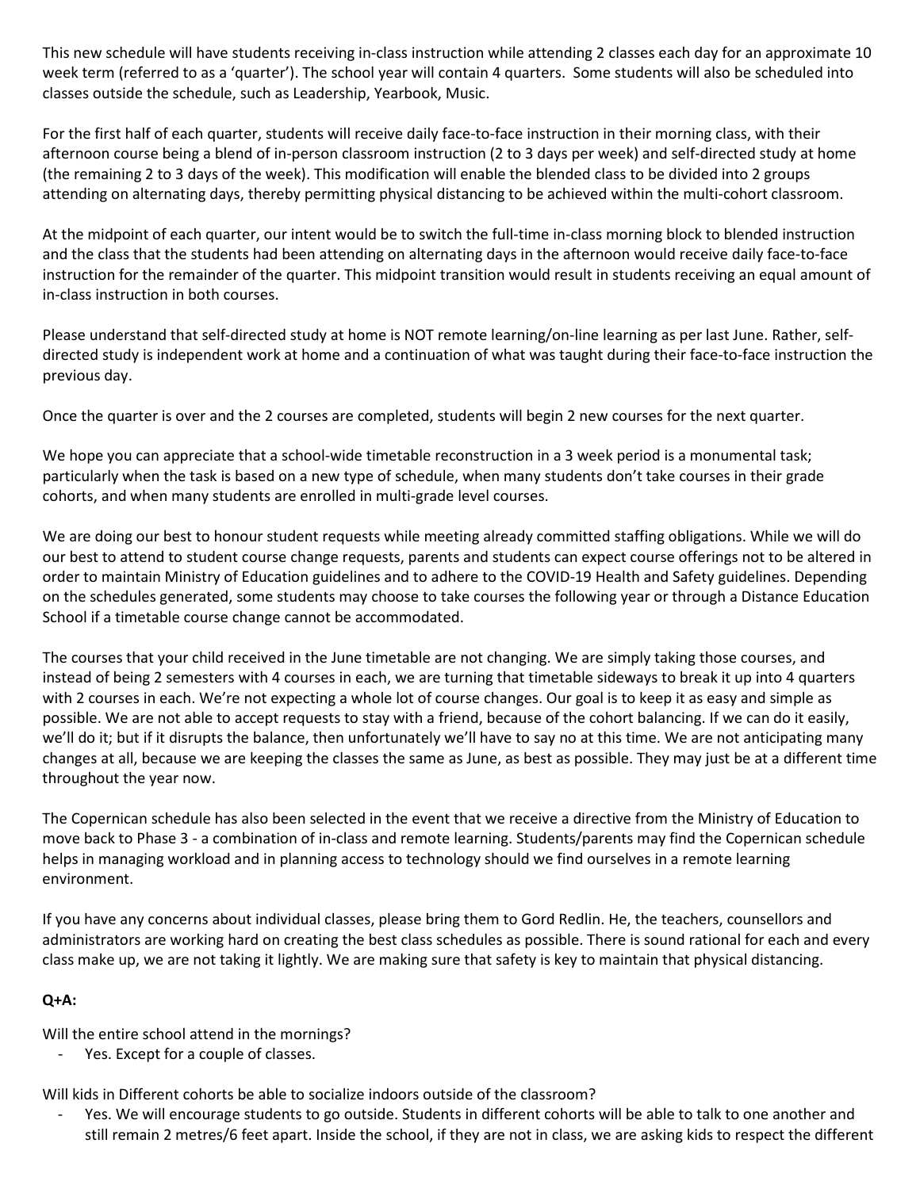This new schedule will have students receiving in-class instruction while attending 2 classes each day for an approximate 10 week term (referred to as a 'quarter'). The school year will contain 4 quarters. Some students will also be scheduled into classes outside the schedule, such as Leadership, Yearbook, Music.

For the first half of each quarter, students will receive daily face-to-face instruction in their morning class, with their afternoon course being a blend of in-person classroom instruction (2 to 3 days per week) and self-directed study at home (the remaining 2 to 3 days of the week). This modification will enable the blended class to be divided into 2 groups attending on alternating days, thereby permitting physical distancing to be achieved within the multi-cohort classroom.

At the midpoint of each quarter, our intent would be to switch the full-time in-class morning block to blended instruction and the class that the students had been attending on alternating days in the afternoon would receive daily face-to-face instruction for the remainder of the quarter. This midpoint transition would result in students receiving an equal amount of in-class instruction in both courses.

Please understand that self-directed study at home is NOT remote learning/on-line learning as per last June. Rather, self-directed study is independent work at home and a continuation of what was taught during their face-to-face instruction the previous day.

Once the quarter is over and the 2 courses are completed, students will begin 2 new courses for the next quarter.

We hope you can appreciate that a school-wide timetable reconstruction in a 3 week period is a monumental task; particularly when the task is based on a new type of schedule, when many students don't take courses in their grade cohorts, and when many students are enrolled in multi-grade level courses.

We are doing our best to honour student requests while meeting already committed staffing obligations. While we will do our best to attend to student course change requests, parents and students can expect course offerings not to be altered in order to maintain Ministry of Education guidelines and to adhere to the COVID-19 Health and Safety guidelines. Depending on the schedules generated, some students may choose to take courses the following year or through a Distance Education School if a timetable course change cannot be accommodated.

The courses that your child received in the June timetable are not changing. We are simply taking those courses, and instead of being 2 semesters with 4 courses in each, we are turning that timetable sideways to break it up into 4 quarters with 2 courses in each. We're not expecting a whole lot of course changes. Our goal is to keep it as easy and simple as possible. We are not able to accept requests to stay with a friend, because of the cohort balancing. If we can do it easily, we'll do it; but if it disrupts the balance, then unfortunately we'll have to say no at this time. We are not anticipating many changes at all, because we are keeping the classes the same as June, as best as possible. They may just be at a different time throughout the year now.

The Copernican schedule has also been selected in the event that we receive a directive from the Ministry of Education to move back to Phase 3 - a combination of in-class and remote learning. Students/parents may find the Copernican schedule helps in managing workload and in planning access to technology should we find ourselves in a remote learning environment.

If you have any concerns about individual classes, please bring them to Gord Redlin. He, the teachers, counsellors and administrators are working hard on creating the best class schedules as possible. There is sound rational for each and every class make up, we are not taking it lightly. We are making sure that safety is key to maintain that physical distancing.

**Q+A:**

Will the entire school attend in the mornings?

- Yes. Except for a couple of classes.

Will kids in Different cohorts be able to socialize indoors outside of the classroom?

- Yes. We will encourage students to go outside. Students in different cohorts will be able to talk to one another and still remain 2 metres/6 feet apart. Inside the school, if they are not in class, we are asking kids to respect the different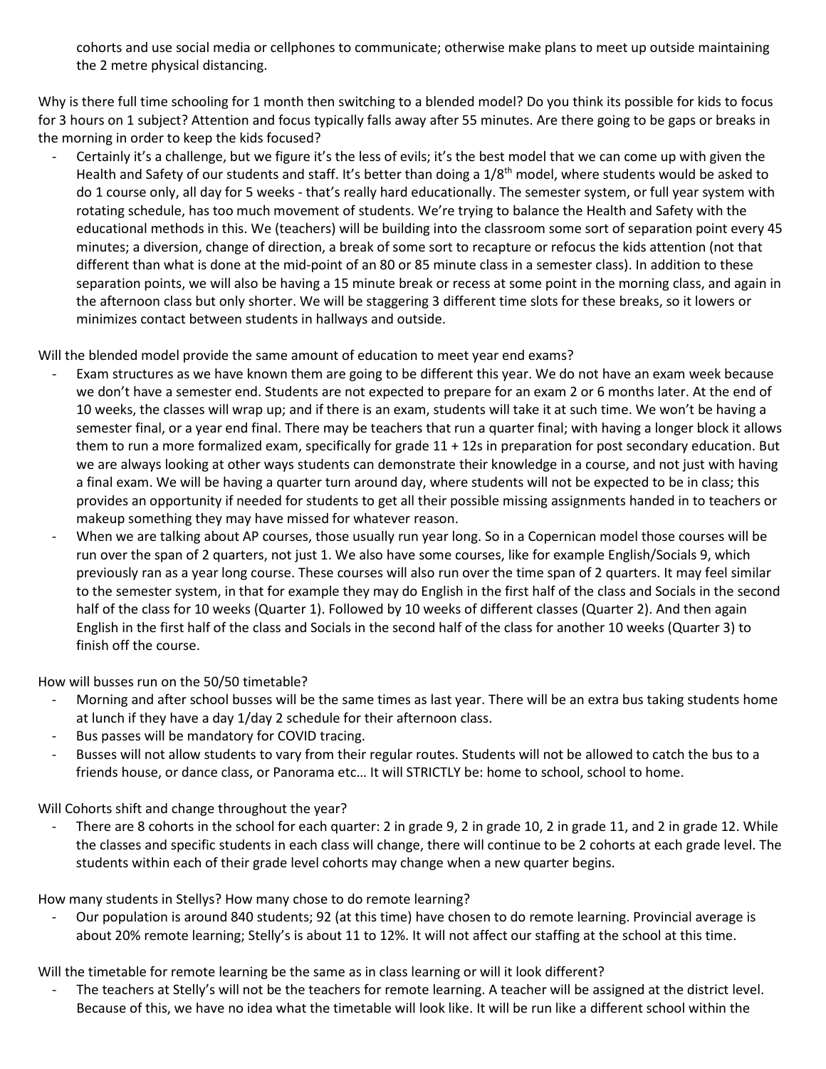cohorts and use social media or cellphones to communicate; otherwise make plans to meet up outside maintaining the 2 metre physical distancing.

Why is there full time schooling for 1 month then switching to a blended model? Do you think its possible for kids to focus for 3 hours on 1 subject? Attention and focus typically falls away after 55 minutes. Are there going to be gaps or breaks in the morning in order to keep the kids focused?

- Certainly it's a challenge, but we figure it's the less of evils; it's the best model that we can come up with given the Health and Safety of our students and staff. It's better than doing a 1/8th model, where students would be asked to do 1 course only, all day for 5 weeks - that's really hard educationally. The semester system, or full year system with rotating schedule, has too much movement of students. We're trying to balance the Health and Safety with the educational methods in this. We (teachers) will be building into the classroom some sort of separation point every 45 minutes; a diversion, change of direction, a break of some sort to recapture or refocus the kids attention (not that different than what is done at the mid-point of an 80 or 85 minute class in a semester class). In addition to these separation points, we will also be having a 15 minute break or recess at some point in the morning class, and again in the afternoon class but only shorter. We will be staggering 3 different time slots for these breaks, so it lowers or minimizes contact between students in hallways and outside.

Will the blended model provide the same amount of education to meet year end exams?

- Exam structures as we have known them are going to be different this year. We do not have an exam week because we don't have a semester end. Students are not expected to prepare for an exam 2 or 6 months later. At the end of 10 weeks, the classes will wrap up; and if there is an exam, students will take it at such time. We won't be having a semester final, or a year end final. There may be teachers that run a quarter final; with having a longer block it allows them to run a more formalized exam, specifically for grade 11 + 12s in preparation for post secondary education. But we are always looking at other ways students can demonstrate their knowledge in a course, and not just with having a final exam. We will be having a quarter turn around day, where students will not be expected to be in class; this provides an opportunity if needed for students to get all their possible missing assignments handed in to teachers or makeup something they may have missed for whatever reason.
- When we are talking about AP courses, those usually run year long. So in a Copernican model those courses will be run over the span of 2 quarters, not just 1. We also have some courses, like for example English/Socials 9, which previously ran as a year long course. These courses will also run over the time span of 2 quarters. It may feel similar to the semester system, in that for example they may do English in the first half of the class and Socials in the second half of the class for 10 weeks (Quarter 1). Followed by 10 weeks of different classes (Quarter 2). And then again English in the first half of the class and Socials in the second half of the class for another 10 weeks (Quarter 3) to finish off the course.

How will busses run on the 50/50 timetable?

- Morning and after school busses will be the same times as last year. There will be an extra bus taking students home at lunch if they have a day 1/day 2 schedule for their afternoon class.
- Bus passes will be mandatory for COVID tracing.
- Busses will not allow students to vary from their regular routes. Students will not be allowed to catch the bus to a friends house, or dance class, or Panorama etc… It will STRICTLY be: home to school, school to home.

Will Cohorts shift and change throughout the year?

- There are 8 cohorts in the school for each quarter: 2 in grade 9, 2 in grade 10, 2 in grade 11, and 2 in grade 12. While the classes and specific students in each class will change, there will continue to be 2 cohorts at each grade level. The students within each of their grade level cohorts may change when a new quarter begins.

How many students in Stellys? How many chose to do remote learning?

- Our population is around 840 students; 92 (at this time) have chosen to do remote learning. Provincial average is about 20% remote learning; Stelly's is about 11 to 12%. It will not affect our staffing at the school at this time.

Will the timetable for remote learning be the same as in class learning or will it look different?

- The teachers at Stelly's will not be the teachers for remote learning. A teacher will be assigned at the district level. Because of this, we have no idea what the timetable will look like. It will be run like a different school within the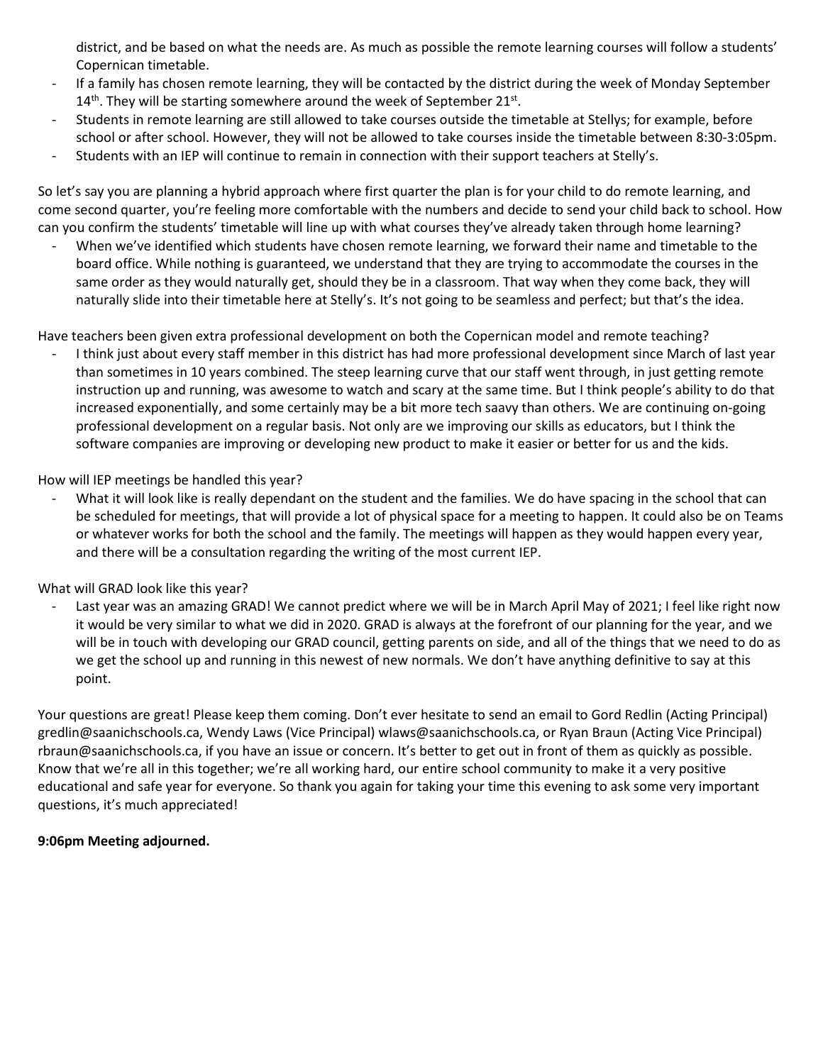district, and be based on what the needs are. As much as possible the remote learning courses will follow a students' Copernican timetable.

- If a family has chosen remote learning, they will be contacted by the district during the week of Monday September 14th. They will be starting somewhere around the week of September 21st.
- Students in remote learning are still allowed to take courses outside the timetable at Stellys; for example, before school or after school. However, they will not be allowed to take courses inside the timetable between 8:30-3:05pm.
- Students with an IEP will continue to remain in connection with their support teachers at Stelly's.

So let's say you are planning a hybrid approach where first quarter the plan is for your child to do remote learning, and come second quarter, you're feeling more comfortable with the numbers and decide to send your child back to school. How can you confirm the students' timetable will line up with what courses they've already taken through home learning?

- When we've identified which students have chosen remote learning, we forward their name and timetable to the board office. While nothing is guaranteed, we understand that they are trying to accommodate the courses in the same order as they would naturally get, should they be in a classroom. That way when they come back, they will naturally slide into their timetable here at Stelly's. It's not going to be seamless and perfect; but that's the idea.

Have teachers been given extra professional development on both the Copernican model and remote teaching?

- I think just about every staff member in this district has had more professional development since March of last year than sometimes in 10 years combined. The steep learning curve that our staff went through, in just getting remote instruction up and running, was awesome to watch and scary at the same time. But I think people's ability to do that increased exponentially, and some certainly may be a bit more tech saavy than others. We are continuing on-going professional development on a regular basis. Not only are we improving our skills as educators, but I think the software companies are improving or developing new product to make it easier or better for us and the kids.

How will IEP meetings be handled this year?

- What it will look like is really dependant on the student and the families. We do have spacing in the school that can be scheduled for meetings, that will provide a lot of physical space for a meeting to happen. It could also be on Teams or whatever works for both the school and the family. The meetings will happen as they would happen every year, and there will be a consultation regarding the writing of the most current IEP.

What will GRAD look like this year?

- Last year was an amazing GRAD! We cannot predict where we will be in March April May of 2021; I feel like right now it would be very similar to what we did in 2020. GRAD is always at the forefront of our planning for the year, and we will be in touch with developing our GRAD council, getting parents on side, and all of the things that we need to do as we get the school up and running in this newest of new normals. We don't have anything definitive to say at this point.

Your questions are great! Please keep them coming. Don't ever hesitate to send an email to Gord Redlin (Acting Principal) gredlin@saanichschools.ca, Wendy Laws (Vice Principal) wlaws@saanichschools.ca, or Ryan Braun (Acting Vice Principal) rbraun@saanichschools.ca, if you have an issue or concern. It's better to get out in front of them as quickly as possible. Know that we're all in this together; we're all working hard, our entire school community to make it a very positive educational and safe year for everyone. So thank you again for taking your time this evening to ask some very important questions, it's much appreciated!

**9:06pm Meeting adjourned.**